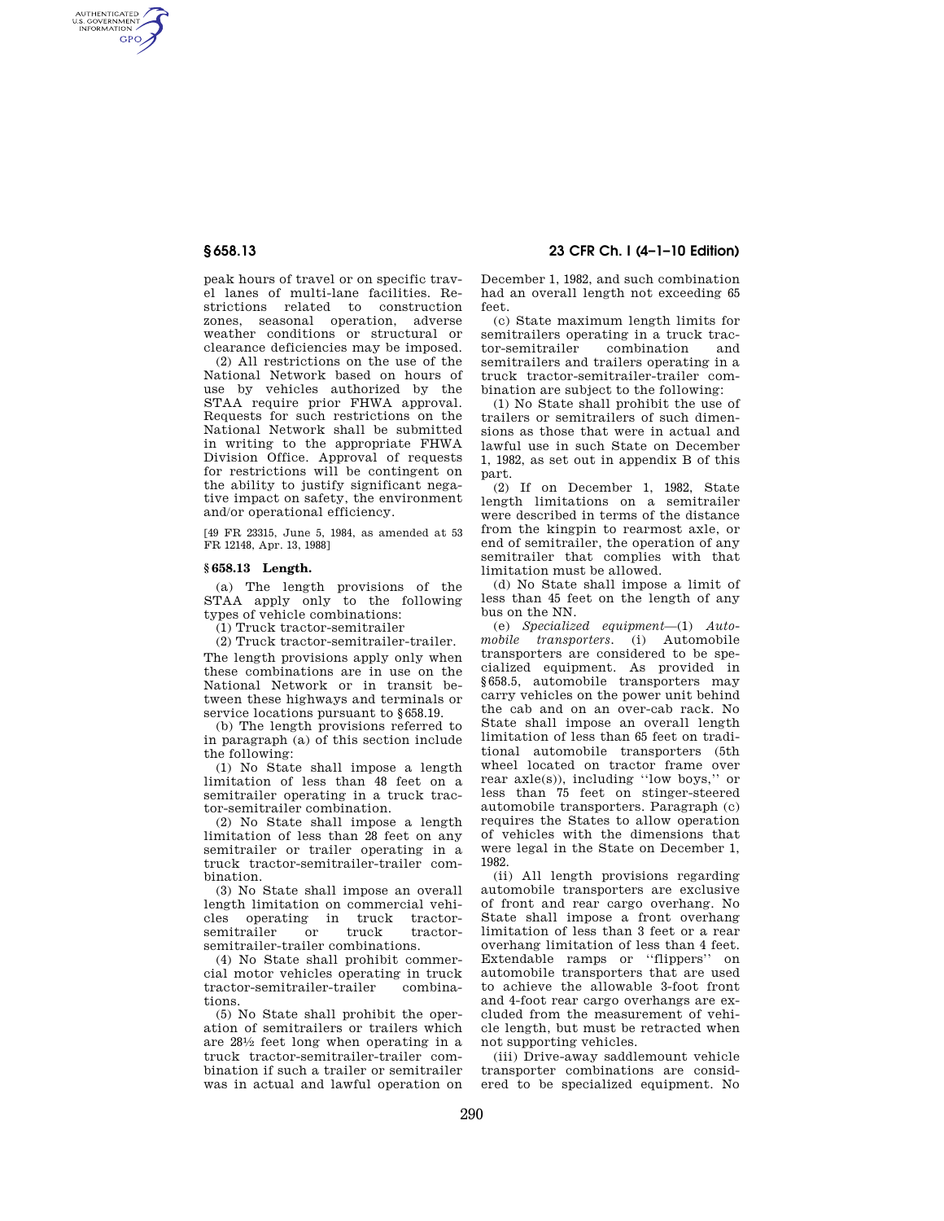peak hours of travel or on specific travel lanes of multi-lane facilities. Restrictions related to construction zones, seasonal operation, adverse weather conditions or structural or clearance deficiencies may be imposed.

(2) All restrictions on the use of the National Network based on hours of use by vehicles authorized by the STAA require prior FHWA approval. Requests for such restrictions on the National Network shall be submitted in writing to the appropriate FHWA Division Office. Approval of requests for restrictions will be contingent on the ability to justify significant negative impact on safety, the environment and/or operational efficiency.

[49 FR 23315, June 5, 1984, as amended at 53 FR 12148, Apr. 13, 1988]

## § 658.13 Length.

(a) The length provisions of the STAA apply only to the following types of vehicle combinations:

(1) Truck tractor-semitrailer

(2) Truck tractor-semitrailer-trailer.

The length provisions apply only when these combinations are in use on the National Network or in transit between these highways and terminals or service locations pursuant to § 658.19.

(b) The length provisions referred to in paragraph (a) of this section include the following:

(1) No State shall impose a length limitation of less than 48 feet on a semitrailer operating in a truck tractor-semitrailer combination.

(2) No State shall impose a length limitation of less than 28 feet on any semitrailer or trailer operating in a truck tractor-semitrailer-trailer combination.

(3) No State shall impose an overall length limitation on commercial vehicles operating in truck tractor-semitrailer or truck tractor-semitrailer-trailer combinations.

(4) No State shall prohibit commercial motor vehicles operating in truck tractor-semitrailer-trailer combinations.

(5) No State shall prohibit the operation of semitrailers or trailers which are 28½ feet long when operating in a truck tractor-semitrailer-trailer combination if such a trailer or semitrailer was in actual and lawful operation on December 1, 1982, and such combination had an overall length not exceeding 65 feet.

(c) State maximum length limits for semitrailers operating in a truck tractor-semitrailer combination and semitrailers and trailers operating in a truck tractor-semitrailer-trailer combination are subject to the following:

(1) No State shall prohibit the use of trailers or semitrailers of such dimensions as those that were in actual and lawful use in such State on December 1, 1982, as set out in appendix B of this part.

(2) If on December 1, 1982, State length limitations on a semitrailer were described in terms of the distance from the kingpin to rearmost axle, or end of semitrailer, the operation of any semitrailer that complies with that limitation must be allowed.

(d) No State shall impose a limit of less than 45 feet on the length of any bus on the NN.

(e) *Specialized equipment*—(1) *Automobile transporters*. (i) Automobile transporters are considered to be specialized equipment. As provided in § 658.5, automobile transporters may carry vehicles on the power unit behind the cab and on an over-cab rack. No State shall impose an overall length limitation of less than 65 feet on traditional automobile transporters (5th wheel located on tractor frame over rear axle(s)), including ''low boys,'' or less than 75 feet on stinger-steered automobile transporters. Paragraph (c) requires the States to allow operation of vehicles with the dimensions that were legal in the State on December 1, 1982.

(ii) All length provisions regarding automobile transporters are exclusive of front and rear cargo overhang. No State shall impose a front overhang limitation of less than 3 feet or a rear overhang limitation of less than 4 feet. Extendable ramps or ''flippers'' on automobile transporters that are used to achieve the allowable 3-foot front and 4-foot rear cargo overhangs are excluded from the measurement of vehicle length, but must be retracted when not supporting vehicles.

(iii) Drive-away saddlemount vehicle transporter combinations are considered to be specialized equipment. No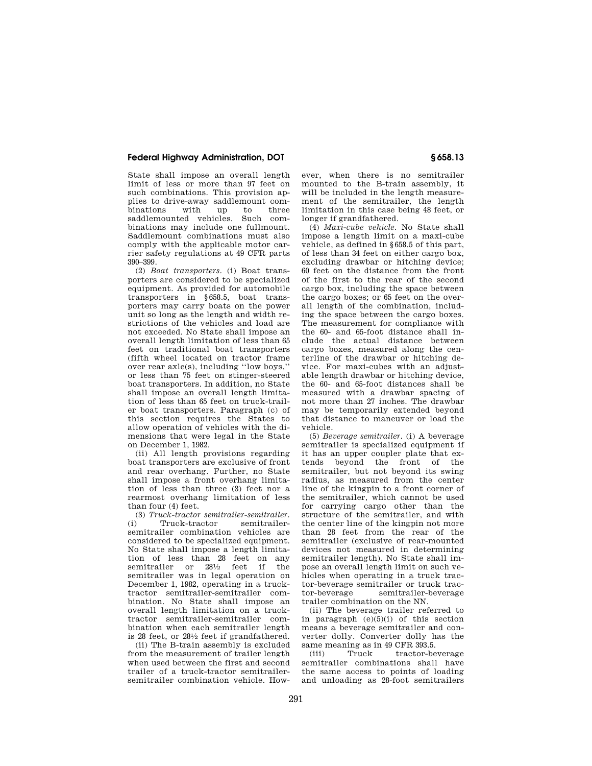State shall impose an overall length limit of less or more than 97 feet on such combinations. This provision applies to drive-away saddlemount combinations with up to three saddlemounted vehicles. Such combinations may include one fullmount. Saddlemount combinations must also comply with the applicable motor carrier safety regulations at 49 CFR parts 390–399.

(2) *Boat transporters.* (i) Boat transporters are considered to be specialized equipment. As provided for automobile transporters in §658.5, boat transporters may carry boats on the power unit so long as the length and width restrictions of the vehicles and load are not exceeded. No State shall impose an overall length limitation of less than 65 feet on traditional boat transporters (fifth wheel located on tractor frame over rear axle(s), including ''low boys,'' or less than 75 feet on stinger-steered boat transporters. In addition, no State shall impose an overall length limitation of less than 65 feet on truck-trailer boat transporters. Paragraph (c) of this section requires the States to allow operation of vehicles with the dimensions that were legal in the State on December 1, 1982.

(ii) All length provisions regarding boat transporters are exclusive of front and rear overhang. Further, no State shall impose a front overhang limitation of less than three (3) feet nor a rearmost overhang limitation of less than four (4) feet.

(3) *Truck-tractor semitrailer-semitrailer.* (i) Truck-tractor semitrailer-semitrailer combination vehicles are considered to be specialized equipment. No State shall impose a length limitation of less than 28 feet on any semitrailer or 28½ feet if the semitrailer was in legal operation on December 1, 1982, operating in a truck-tractor semitrailer-semitrailer combination. No State shall impose an overall length limitation on a truck-tractor semitrailer-semitrailer combination when each semitrailer length is 28 feet, or 28½ feet if grandfathered.

(ii) The B-train assembly is excluded from the measurement of trailer length when used between the first and second trailer of a truck-tractor semitrailer-semitrailer combination vehicle. However, when there is no semitrailer mounted to the B-train assembly, it will be included in the length measurement of the semitrailer, the length limitation in this case being 48 feet, or longer if grandfathered.

(4) *Maxi-cube vehicle.* No State shall impose a length limit on a maxi-cube vehicle, as defined in §658.5 of this part, of less than 34 feet on either cargo box, excluding drawbar or hitching device; 60 feet on the distance from the front of the first to the rear of the second cargo box, including the space between the cargo boxes; or 65 feet on the overall length of the combination, including the space between the cargo boxes. The measurement for compliance with the 60- and 65-foot distance shall include the actual distance between cargo boxes, measured along the centerline of the drawbar or hitching device. For maxi-cubes with an adjustable length drawbar or hitching device, the 60- and 65-foot distances shall be measured with a drawbar spacing of not more than 27 inches. The drawbar may be temporarily extended beyond that distance to maneuver or load the vehicle.

(5) *Beverage semitrailer.* (i) A beverage semitrailer is specialized equipment if it has an upper coupler plate that extends beyond the front of the semitrailer, but not beyond its swing radius, as measured from the center line of the kingpin to a front corner of the semitrailer, which cannot be used for carrying cargo other than the structure of the semitrailer, and with the center line of the kingpin not more than 28 feet from the rear of the semitrailer (exclusive of rear-mounted devices not measured in determining semitrailer length). No State shall impose an overall length limit on such vehicles when operating in a truck tractor-beverage semitrailer or truck tractor-beverage semitrailer-beverage trailer combination on the NN.

(ii) The beverage trailer referred to in paragraph (e)(5)(i) of this section means a beverage semitrailer and converter dolly. Converter dolly has the same meaning as in 49 CFR 393.5.

(iii) Truck tractor-beverage semitrailer combinations shall have the same access to points of loading and unloading as 28-foot semitrailers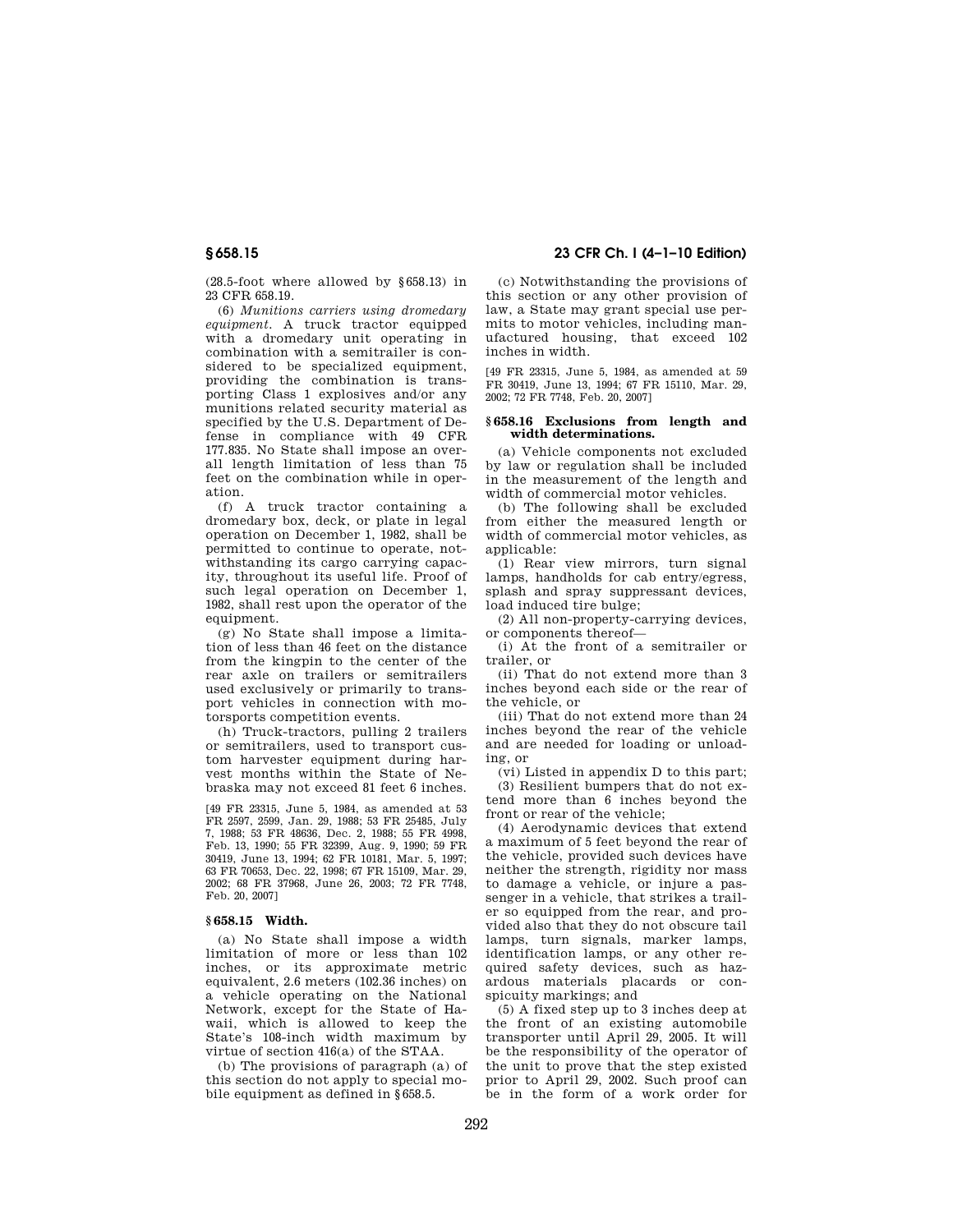(28.5-foot where allowed by §658.13) in 23 CFR 658.19.

(6) *Munitions carriers using dromedary equipment.* A truck tractor equipped with a dromedary unit operating in combination with a semitrailer is considered to be specialized equipment, providing the combination is transporting Class 1 explosives and/or any munitions related security material as specified by the U.S. Department of Defense in compliance with 49 CFR 177.835. No State shall impose an overall length limitation of less than 75 feet on the combination while in operation.

(f) A truck tractor containing a dromedary box, deck, or plate in legal operation on December 1, 1982, shall be permitted to continue to operate, notwithstanding its cargo carrying capacity, throughout its useful life. Proof of such legal operation on December 1, 1982, shall rest upon the operator of the equipment.

(g) No State shall impose a limitation of less than 46 feet on the distance from the kingpin to the center of the rear axle on trailers or semitrailers used exclusively or primarily to transport vehicles in connection with motorsports competition events.

(h) Truck-tractors, pulling 2 trailers or semitrailers, used to transport custom harvester equipment during harvest months within the State of Nebraska may not exceed 81 feet 6 inches.

[49 FR 23315, June 5, 1984, as amended at 53 FR 2597, 2599, Jan. 29, 1988; 53 FR 25485, July 7, 1988; 53 FR 48636, Dec. 2, 1988; 55 FR 4998, Feb. 13, 1990; 55 FR 32399, Aug. 9, 1990; 59 FR 30419, June 13, 1994; 62 FR 10181, Mar. 5, 1997; 63 FR 70653, Dec. 22, 1998; 67 FR 15109, Mar. 29, 2002; 68 FR 37968, June 26, 2003; 72 FR 7748, Feb. 20, 2007]

### §658.15 Width.

(a) No State shall impose a width limitation of more or less than 102 inches, or its approximate metric equivalent, 2.6 meters (102.36 inches) on a vehicle operating on the National Network, except for the State of Hawaii, which is allowed to keep the State's 108-inch width maximum by virtue of section 416(a) of the STAA.

(b) The provisions of paragraph (a) of this section do not apply to special mobile equipment as defined in §658.5.

(c) Notwithstanding the provisions of this section or any other provision of law, a State may grant special use permits to motor vehicles, including manufactured housing, that exceed 102 inches in width.

[49 FR 23315, June 5, 1984, as amended at 59 FR 30419, June 13, 1994; 67 FR 15110, Mar. 29, 2002; 72 FR 7748, Feb. 20, 2007]

### §658.16 Exclusions from length and width determinations.

(a) Vehicle components not excluded by law or regulation shall be included in the measurement of the length and width of commercial motor vehicles.

(b) The following shall be excluded from either the measured length or width of commercial motor vehicles, as applicable:

(1) Rear view mirrors, turn signal lamps, handholds for cab entry/egress, splash and spray suppressant devices, load induced tire bulge;

(2) All non-property-carrying devices, or components thereof—

(i) At the front of a semitrailer or trailer, or

(ii) That do not extend more than 3 inches beyond each side or the rear of the vehicle, or

(iii) That do not extend more than 24 inches beyond the rear of the vehicle and are needed for loading or unloading, or

(vi) Listed in appendix D to this part;

(3) Resilient bumpers that do not extend more than 6 inches beyond the front or rear of the vehicle;

(4) Aerodynamic devices that extend a maximum of 5 feet beyond the rear of the vehicle, provided such devices have neither the strength, rigidity nor mass to damage a vehicle, or injure a passenger in a vehicle, that strikes a trailer so equipped from the rear, and provided also that they do not obscure tail lamps, turn signals, marker lamps, identification lamps, or any other required safety devices, such as hazardous materials placards or conspicuity markings; and

(5) A fixed step up to 3 inches deep at the front of an existing automobile transporter until April 29, 2005. It will be the responsibility of the operator of the unit to prove that the step existed prior to April 29, 2002. Such proof can be in the form of a work order for